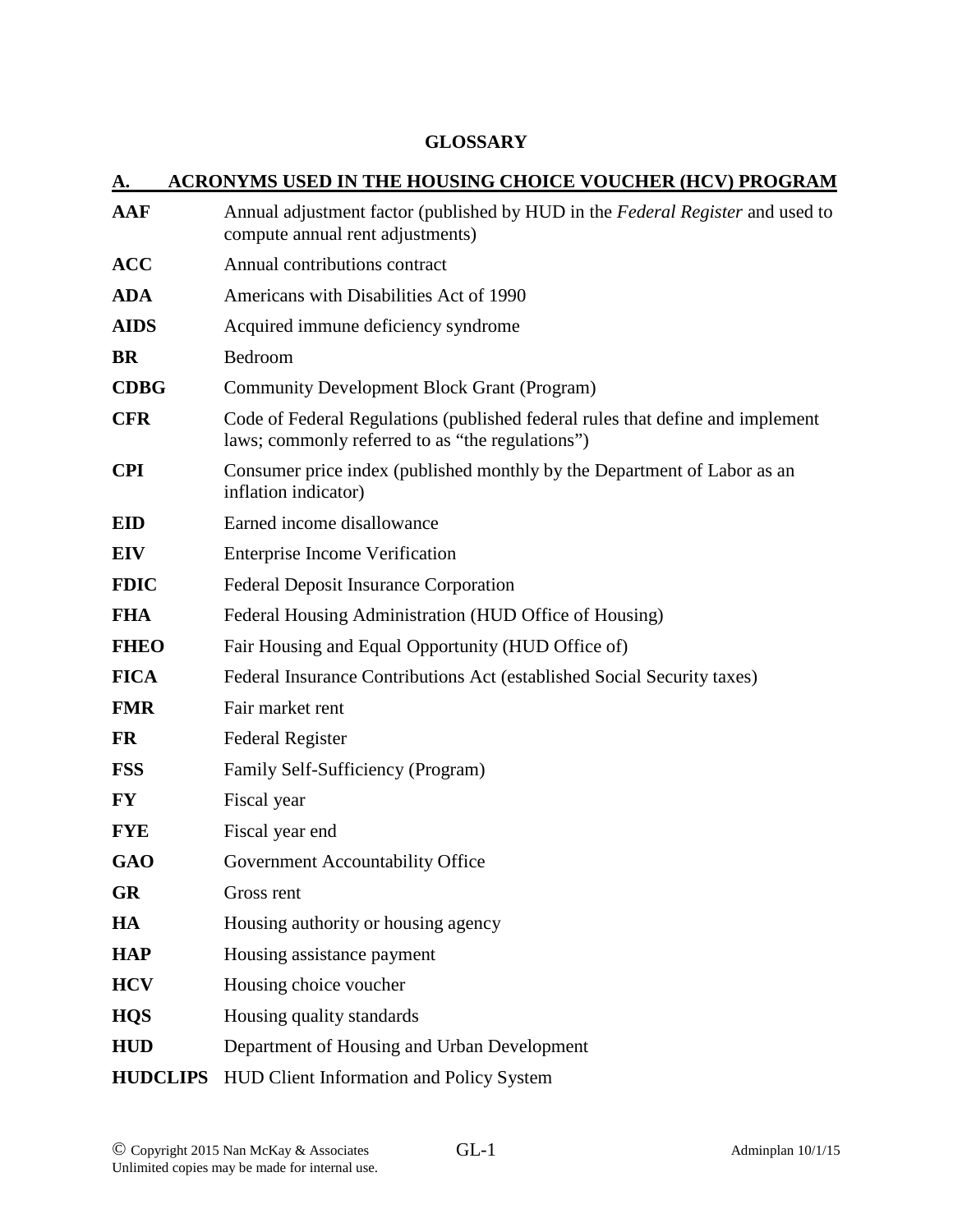# GLOSSARY

## A. ACRONYMS USED IN THE HOUSING CHOICE VOUCHER (HCV) PROGRAM

| | |
|---|---|
| **AAF** | Annual adjustment factor (published by HUD in the *Federal Register* and used to compute annual rent adjustments) |
| **ACC** | Annual contributions contract |
| **ADA** | Americans with Disabilities Act of 1990 |
| **AIDS** | Acquired immune deficiency syndrome |
| **BR** | Bedroom |
| **CDBG** | Community Development Block Grant (Program) |
| **CFR** | Code of Federal Regulations (published federal rules that define and implement laws; commonly referred to as "the regulations") |
| **CPI** | Consumer price index (published monthly by the Department of Labor as an inflation indicator) |
| **EID** | Earned income disallowance |
| **EIV** | Enterprise Income Verification |
| **FDIC** | Federal Deposit Insurance Corporation |
| **FHA** | Federal Housing Administration (HUD Office of Housing) |
| **FHEO** | Fair Housing and Equal Opportunity (HUD Office of) |
| **FICA** | Federal Insurance Contributions Act (established Social Security taxes) |
| **FMR** | Fair market rent |
| **FR** | Federal Register |
| **FSS** | Family Self-Sufficiency (Program) |
| **FY** | Fiscal year |
| **FYE** | Fiscal year end |
| **GAO** | Government Accountability Office |
| **GR** | Gross rent |
| **HA** | Housing authority or housing agency |
| **HAP** | Housing assistance payment |
| **HCV** | Housing choice voucher |
| **HQS** | Housing quality standards |
| **HUD** | Department of Housing and Urban Development |
| **HUDCLIPS** | HUD Client Information and Policy System |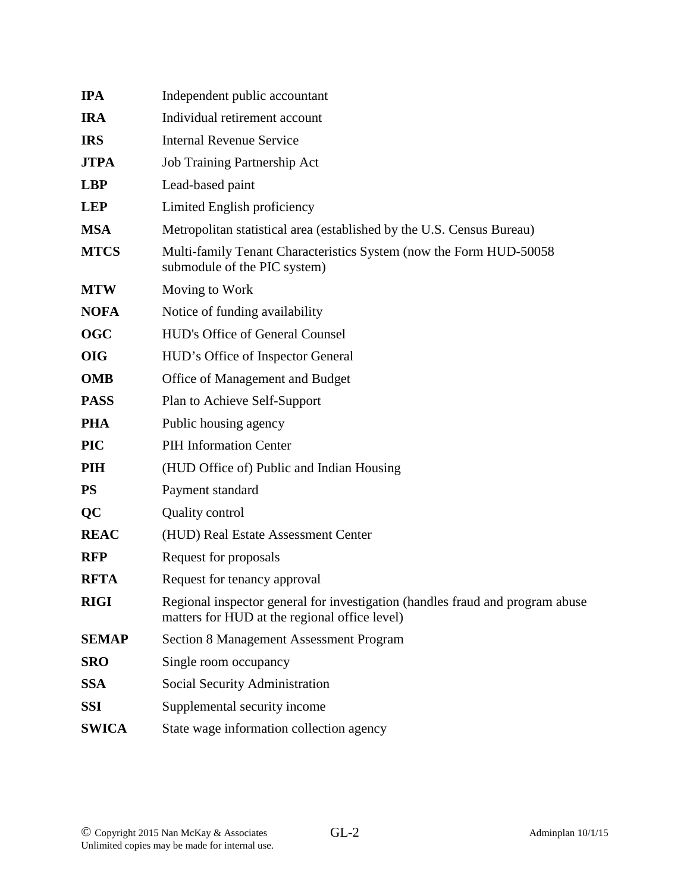| | |
|---|---|
| **IPA** | Independent public accountant |
| **IRA** | Individual retirement account |
| **IRS** | Internal Revenue Service |
| **JTPA** | Job Training Partnership Act |
| **LBP** | Lead-based paint |
| **LEP** | Limited English proficiency |
| **MSA** | Metropolitan statistical area (established by the U.S. Census Bureau) |
| **MTCS** | Multi-family Tenant Characteristics System (now the Form HUD-50058 submodule of the PIC system) |
| **MTW** | Moving to Work |
| **NOFA** | Notice of funding availability |
| **OGC** | HUD's Office of General Counsel |
| **OIG** | HUD's Office of Inspector General |
| **OMB** | Office of Management and Budget |
| **PASS** | Plan to Achieve Self-Support |
| **PHA** | Public housing agency |
| **PIC** | PIH Information Center |
| **PIH** | (HUD Office of) Public and Indian Housing |
| **PS** | Payment standard |
| **QC** | Quality control |
| **REAC** | (HUD) Real Estate Assessment Center |
| **RFP** | Request for proposals |
| **RFTA** | Request for tenancy approval |
| **RIGI** | Regional inspector general for investigation (handles fraud and program abuse matters for HUD at the regional office level) |
| **SEMAP** | Section 8 Management Assessment Program |
| **SRO** | Single room occupancy |
| **SSA** | Social Security Administration |
| **SSI** | Supplemental security income |
| **SWICA** | State wage information collection agency |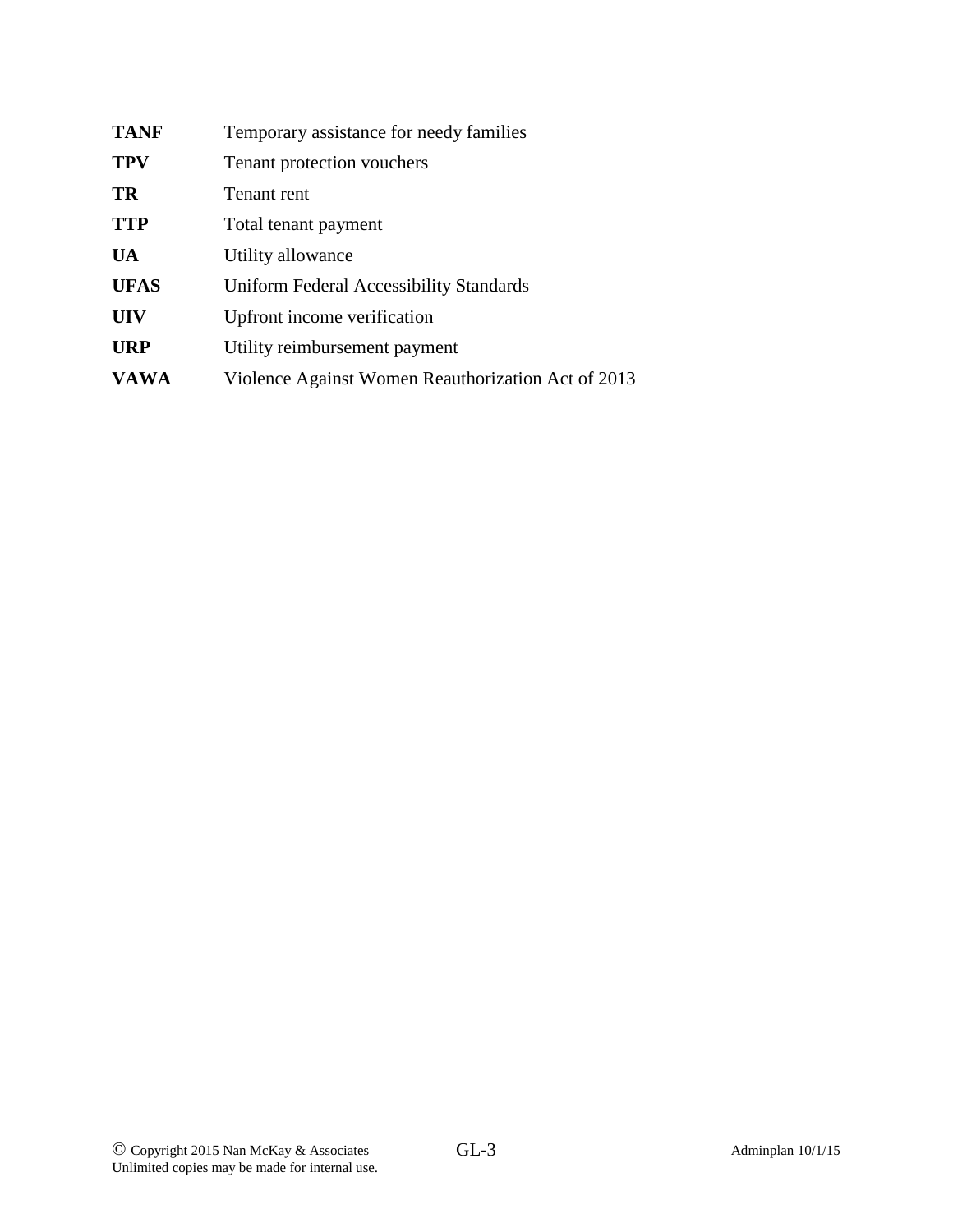**TANF** Temporary assistance for needy families

**TPV** Tenant protection vouchers

**TR** Tenant rent

**TTP** Total tenant payment

**UA** Utility allowance

**UFAS** Uniform Federal Accessibility Standards

**UIV** Upfront income verification

**URP** Utility reimbursement payment

**VAWA** Violence Against Women Reauthorization Act of 2013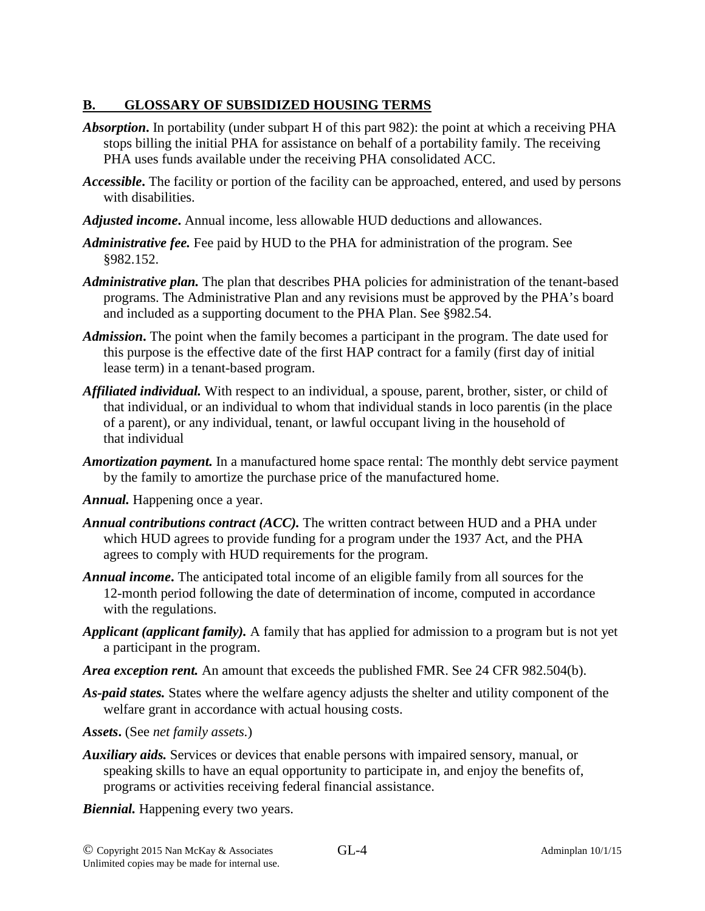## B. GLOSSARY OF SUBSIDIZED HOUSING TERMS

***Absorption*.** In portability (under subpart H of this part 982): the point at which a receiving PHA stops billing the initial PHA for assistance on behalf of a portability family. The receiving PHA uses funds available under the receiving PHA consolidated ACC.

***Accessible*.** The facility or portion of the facility can be approached, entered, and used by persons with disabilities.

***Adjusted income*.** Annual income, less allowable HUD deductions and allowances.

***Administrative fee.*** Fee paid by HUD to the PHA for administration of the program. See §982.152.

***Administrative plan.*** The plan that describes PHA policies for administration of the tenant-based programs. The Administrative Plan and any revisions must be approved by the PHA's board and included as a supporting document to the PHA Plan. See §982.54.

***Admission*.** The point when the family becomes a participant in the program. The date used for this purpose is the effective date of the first HAP contract for a family (first day of initial lease term) in a tenant-based program.

***Affiliated individual.*** With respect to an individual, a spouse, parent, brother, sister, or child of that individual, or an individual to whom that individual stands in loco parentis (in the place of a parent), or any individual, tenant, or lawful occupant living in the household of that individual

***Amortization payment.*** In a manufactured home space rental: The monthly debt service payment by the family to amortize the purchase price of the manufactured home.

***Annual.*** Happening once a year.

***Annual contributions contract (ACC).*** The written contract between HUD and a PHA under which HUD agrees to provide funding for a program under the 1937 Act, and the PHA agrees to comply with HUD requirements for the program.

***Annual income*.** The anticipated total income of an eligible family from all sources for the 12-month period following the date of determination of income, computed in accordance with the regulations.

***Applicant (applicant family).*** A family that has applied for admission to a program but is not yet a participant in the program.

***Area exception rent.*** An amount that exceeds the published FMR. See 24 CFR 982.504(b).

***As-paid states.*** States where the welfare agency adjusts the shelter and utility component of the welfare grant in accordance with actual housing costs.

***Assets*.** (See *net family assets.*)

***Auxiliary aids.*** Services or devices that enable persons with impaired sensory, manual, or speaking skills to have an equal opportunity to participate in, and enjoy the benefits of, programs or activities receiving federal financial assistance.

***Biennial.*** Happening every two years.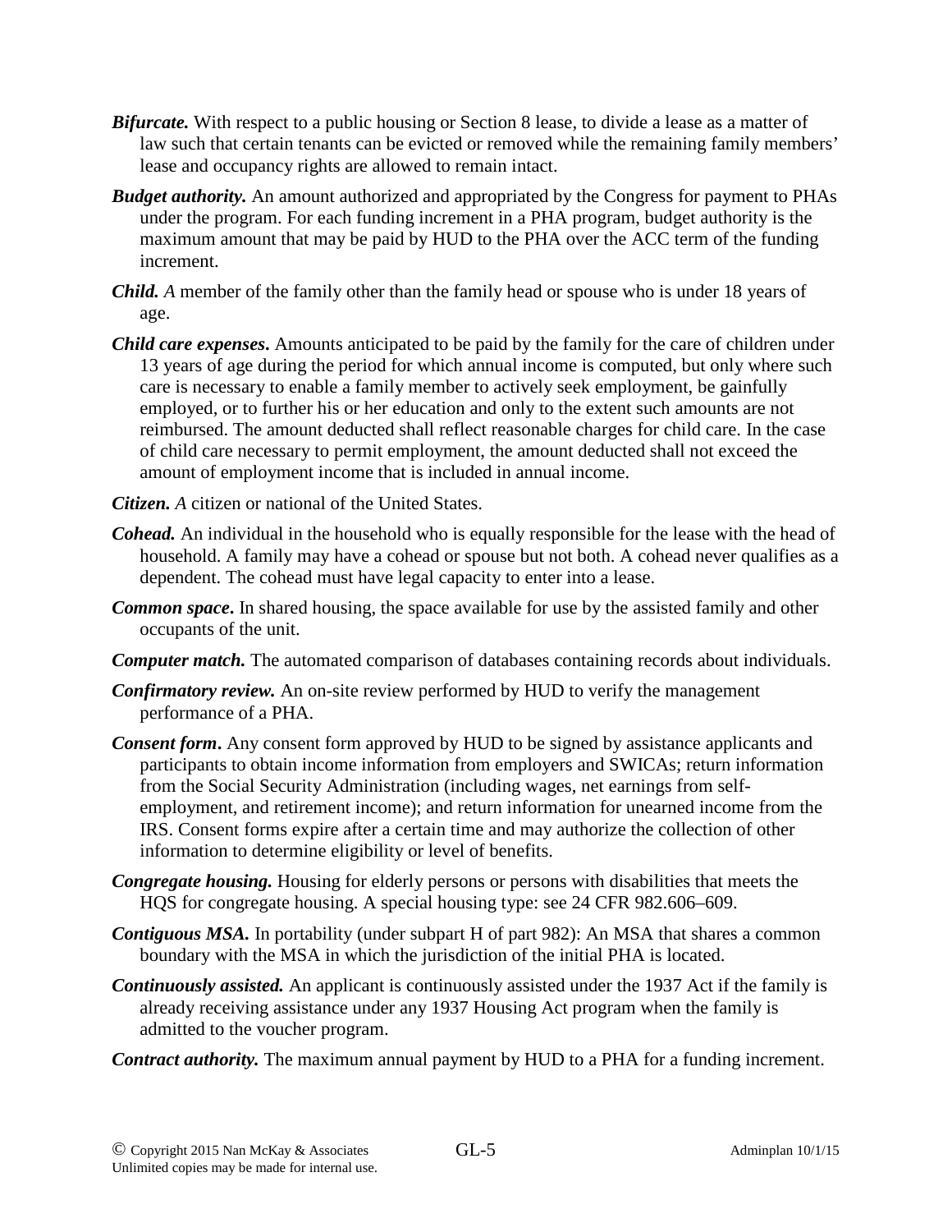***Bifurcate.*** With respect to a public housing or Section 8 lease, to divide a lease as a matter of law such that certain tenants can be evicted or removed while the remaining family members' lease and occupancy rights are allowed to remain intact.

***Budget authority.*** An amount authorized and appropriated by the Congress for payment to PHAs under the program. For each funding increment in a PHA program, budget authority is the maximum amount that may be paid by HUD to the PHA over the ACC term of the funding increment.

***Child.*** *A* member of the family other than the family head or spouse who is under 18 years of age.

***Child care expenses*****.** Amounts anticipated to be paid by the family for the care of children under 13 years of age during the period for which annual income is computed, but only where such care is necessary to enable a family member to actively seek employment, be gainfully employed, or to further his or her education and only to the extent such amounts are not reimbursed. The amount deducted shall reflect reasonable charges for child care. In the case of child care necessary to permit employment, the amount deducted shall not exceed the amount of employment income that is included in annual income.

***Citizen.*** *A* citizen or national of the United States.

***Cohead.*** An individual in the household who is equally responsible for the lease with the head of household. A family may have a cohead or spouse but not both. A cohead never qualifies as a dependent. The cohead must have legal capacity to enter into a lease.

***Common space*****.** In shared housing, the space available for use by the assisted family and other occupants of the unit.

***Computer match.*** The automated comparison of databases containing records about individuals.

***Confirmatory review.*** An on-site review performed by HUD to verify the management performance of a PHA.

***Consent form*****.** Any consent form approved by HUD to be signed by assistance applicants and participants to obtain income information from employers and SWICAs; return information from the Social Security Administration (including wages, net earnings from self-employment, and retirement income); and return information for unearned income from the IRS. Consent forms expire after a certain time and may authorize the collection of other information to determine eligibility or level of benefits.

***Congregate housing.*** Housing for elderly persons or persons with disabilities that meets the HQS for congregate housing. A special housing type: see 24 CFR 982.606–609.

***Contiguous MSA*****.** In portability (under subpart H of part 982): An MSA that shares a common boundary with the MSA in which the jurisdiction of the initial PHA is located.

***Continuously assisted.*** An applicant is continuously assisted under the 1937 Act if the family is already receiving assistance under any 1937 Housing Act program when the family is admitted to the voucher program.

***Contract authority.*** The maximum annual payment by HUD to a PHA for a funding increment.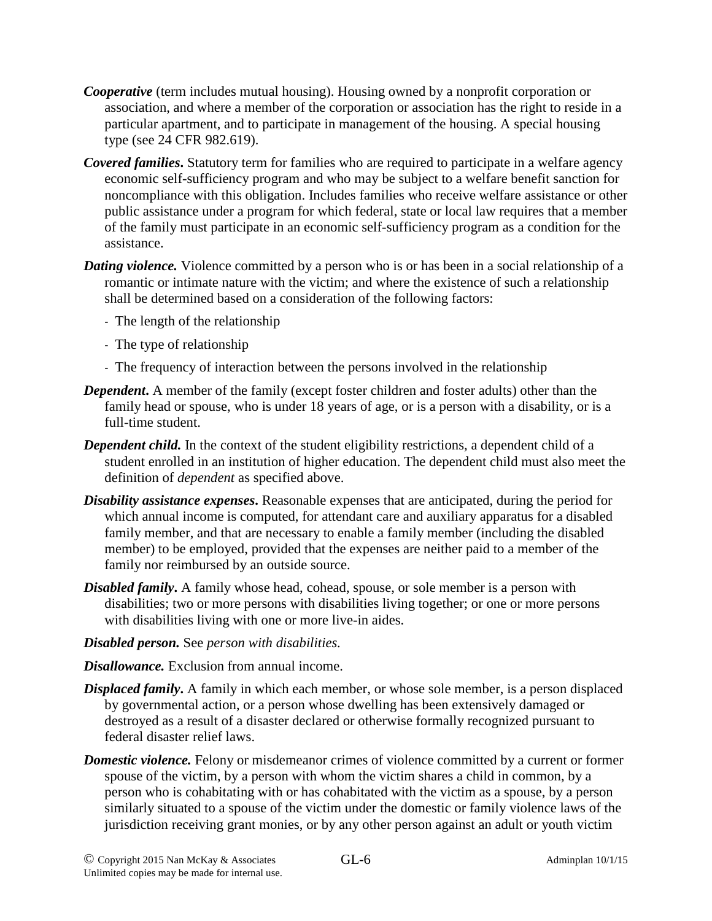***Cooperative*** (term includes mutual housing). Housing owned by a nonprofit corporation or association, and where a member of the corporation or association has the right to reside in a particular apartment, and to participate in management of the housing. A special housing type (see 24 CFR 982.619).

***Covered families*.** Statutory term for families who are required to participate in a welfare agency economic self-sufficiency program and who may be subject to a welfare benefit sanction for noncompliance with this obligation. Includes families who receive welfare assistance or other public assistance under a program for which federal, state or local law requires that a member of the family must participate in an economic self-sufficiency program as a condition for the assistance.

***Dating violence.*** Violence committed by a person who is or has been in a social relationship of a romantic or intimate nature with the victim; and where the existence of such a relationship shall be determined based on a consideration of the following factors:

- The length of the relationship
- The type of relationship
- The frequency of interaction between the persons involved in the relationship

***Dependent*.** A member of the family (except foster children and foster adults) other than the family head or spouse, who is under 18 years of age, or is a person with a disability, or is a full-time student.

***Dependent child.*** In the context of the student eligibility restrictions, a dependent child of a student enrolled in an institution of higher education. The dependent child must also meet the definition of *dependent* as specified above.

***Disability assistance expenses*.** Reasonable expenses that are anticipated, during the period for which annual income is computed, for attendant care and auxiliary apparatus for a disabled family member, and that are necessary to enable a family member (including the disabled member) to be employed, provided that the expenses are neither paid to a member of the family nor reimbursed by an outside source.

***Disabled family*.** A family whose head, cohead, spouse, or sole member is a person with disabilities; two or more persons with disabilities living together; or one or more persons with disabilities living with one or more live-in aides.

***Disabled person.*** See *person with disabilities.*

***Disallowance.*** Exclusion from annual income.

***Displaced family*.** A family in which each member, or whose sole member, is a person displaced by governmental action, or a person whose dwelling has been extensively damaged or destroyed as a result of a disaster declared or otherwise formally recognized pursuant to federal disaster relief laws.

***Domestic violence.*** Felony or misdemeanor crimes of violence committed by a current or former spouse of the victim, by a person with whom the victim shares a child in common, by a person who is cohabitating with or has cohabitated with the victim as a spouse, by a person similarly situated to a spouse of the victim under the domestic or family violence laws of the jurisdiction receiving grant monies, or by any other person against an adult or youth victim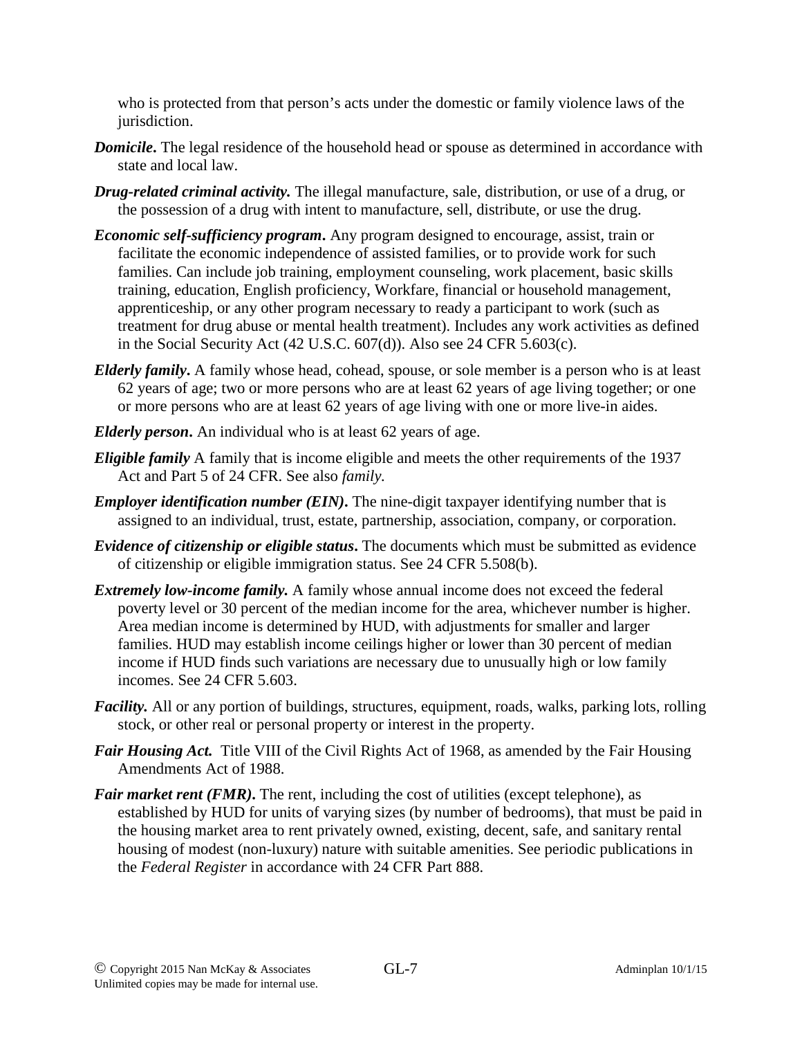who is protected from that person's acts under the domestic or family violence laws of the jurisdiction.

***Domicile*****.** The legal residence of the household head or spouse as determined in accordance with state and local law.

***Drug-related criminal activity.*** The illegal manufacture, sale, distribution, or use of a drug, or the possession of a drug with intent to manufacture, sell, distribute, or use the drug.

***Economic self-sufficiency program*****.** Any program designed to encourage, assist, train or facilitate the economic independence of assisted families, or to provide work for such families. Can include job training, employment counseling, work placement, basic skills training, education, English proficiency, Workfare, financial or household management, apprenticeship, or any other program necessary to ready a participant to work (such as treatment for drug abuse or mental health treatment). Includes any work activities as defined in the Social Security Act (42 U.S.C. 607(d)). Also see 24 CFR 5.603(c).

***Elderly family*****.** A family whose head, cohead, spouse, or sole member is a person who is at least 62 years of age; two or more persons who are at least 62 years of age living together; or one or more persons who are at least 62 years of age living with one or more live-in aides.

***Elderly person*****.** An individual who is at least 62 years of age.

***Eligible family*** A family that is income eligible and meets the other requirements of the 1937 Act and Part 5 of 24 CFR. See also *family.*

***Employer identification number (EIN)*****.** The nine-digit taxpayer identifying number that is assigned to an individual, trust, estate, partnership, association, company, or corporation.

***Evidence of citizenship or eligible status*****.** The documents which must be submitted as evidence of citizenship or eligible immigration status. See 24 CFR 5.508(b).

***Extremely low-income family.*** A family whose annual income does not exceed the federal poverty level or 30 percent of the median income for the area, whichever number is higher. Area median income is determined by HUD, with adjustments for smaller and larger families. HUD may establish income ceilings higher or lower than 30 percent of median income if HUD finds such variations are necessary due to unusually high or low family incomes. See 24 CFR 5.603.

***Facility.*** All or any portion of buildings, structures, equipment, roads, walks, parking lots, rolling stock, or other real or personal property or interest in the property.

***Fair Housing Act.*** Title VIII of the Civil Rights Act of 1968, as amended by the Fair Housing Amendments Act of 1988.

***Fair market rent (FMR)*****.** The rent, including the cost of utilities (except telephone), as established by HUD for units of varying sizes (by number of bedrooms), that must be paid in the housing market area to rent privately owned, existing, decent, safe, and sanitary rental housing of modest (non-luxury) nature with suitable amenities. See periodic publications in the *Federal Register* in accordance with 24 CFR Part 888.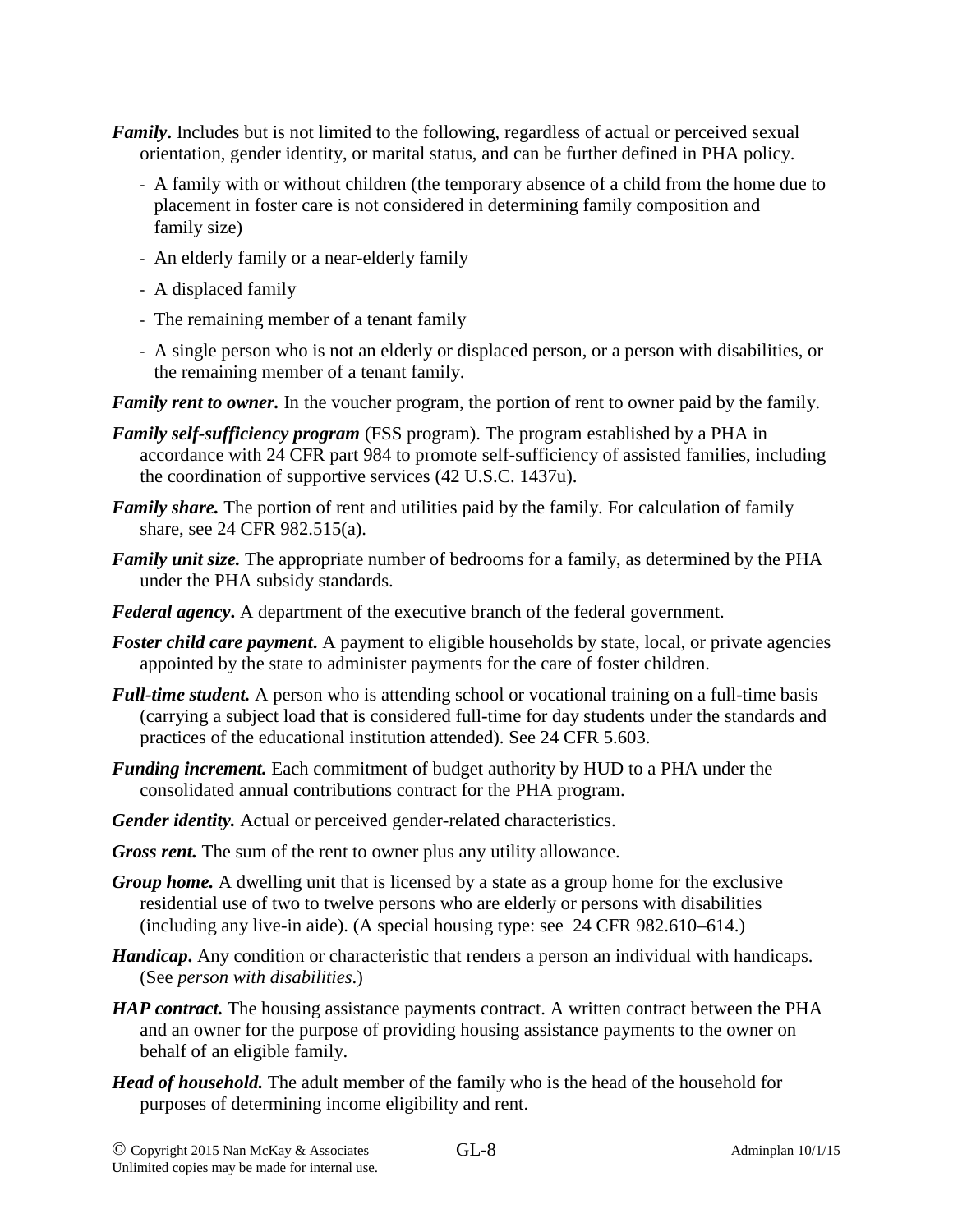***Family*.** Includes but is not limited to the following, regardless of actual or perceived sexual orientation, gender identity, or marital status, and can be further defined in PHA policy.

- A family with or without children (the temporary absence of a child from the home due to placement in foster care is not considered in determining family composition and family size)
- An elderly family or a near-elderly family
- A displaced family
- The remaining member of a tenant family
- A single person who is not an elderly or displaced person, or a person with disabilities, or the remaining member of a tenant family.

***Family rent to owner.*** In the voucher program, the portion of rent to owner paid by the family.

***Family self-sufficiency program*** (FSS program). The program established by a PHA in accordance with 24 CFR part 984 to promote self-sufficiency of assisted families, including the coordination of supportive services (42 U.S.C. 1437u).

***Family share.*** The portion of rent and utilities paid by the family. For calculation of family share, see 24 CFR 982.515(a).

***Family unit size.*** The appropriate number of bedrooms for a family, as determined by the PHA under the PHA subsidy standards.

***Federal agency*.** A department of the executive branch of the federal government.

***Foster child care payment*.** A payment to eligible households by state, local, or private agencies appointed by the state to administer payments for the care of foster children.

***Full-time student.*** A person who is attending school or vocational training on a full-time basis (carrying a subject load that is considered full-time for day students under the standards and practices of the educational institution attended). See 24 CFR 5.603.

***Funding increment.*** Each commitment of budget authority by HUD to a PHA under the consolidated annual contributions contract for the PHA program.

***Gender identity.*** Actual or perceived gender-related characteristics.

***Gross rent.*** The sum of the rent to owner plus any utility allowance.

***Group home.*** A dwelling unit that is licensed by a state as a group home for the exclusive residential use of two to twelve persons who are elderly or persons with disabilities (including any live-in aide). (A special housing type: see 24 CFR 982.610–614.)

***Handicap*.** Any condition or characteristic that renders a person an individual with handicaps. (See *person with disabilities*.)

***HAP contract.*** The housing assistance payments contract. A written contract between the PHA and an owner for the purpose of providing housing assistance payments to the owner on behalf of an eligible family.

***Head of household.*** The adult member of the family who is the head of the household for purposes of determining income eligibility and rent.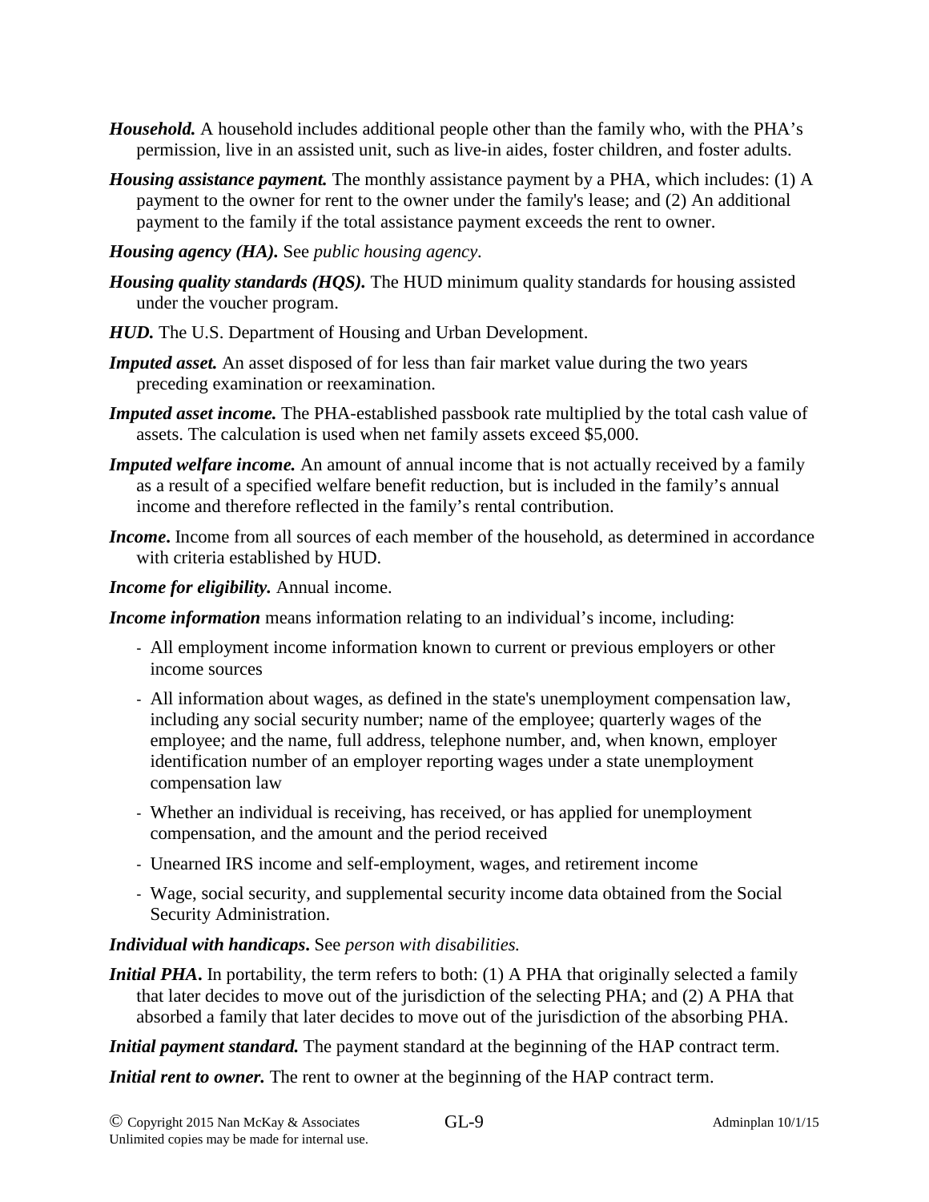***Household.*** A household includes additional people other than the family who, with the PHA's permission, live in an assisted unit, such as live-in aides, foster children, and foster adults.

***Housing assistance payment.*** The monthly assistance payment by a PHA, which includes: (1) A payment to the owner for rent to the owner under the family's lease; and (2) An additional payment to the family if the total assistance payment exceeds the rent to owner.

***Housing agency (HA).*** See *public housing agency*.

***Housing quality standards (HQS).*** The HUD minimum quality standards for housing assisted under the voucher program.

***HUD.*** The U.S. Department of Housing and Urban Development.

***Imputed asset.*** An asset disposed of for less than fair market value during the two years preceding examination or reexamination.

***Imputed asset income.*** The PHA-established passbook rate multiplied by the total cash value of assets. The calculation is used when net family assets exceed $5,000.

***Imputed welfare income.*** An amount of annual income that is not actually received by a family as a result of a specified welfare benefit reduction, but is included in the family's annual income and therefore reflected in the family's rental contribution.

***Income***. Income from all sources of each member of the household, as determined in accordance with criteria established by HUD.

***Income for eligibility.*** Annual income.

***Income information*** means information relating to an individual's income, including:

- All employment income information known to current or previous employers or other income sources
- All information about wages, as defined in the state's unemployment compensation law, including any social security number; name of the employee; quarterly wages of the employee; and the name, full address, telephone number, and, when known, employer identification number of an employer reporting wages under a state unemployment compensation law
- Whether an individual is receiving, has received, or has applied for unemployment compensation, and the amount and the period received
- Unearned IRS income and self-employment, wages, and retirement income
- Wage, social security, and supplemental security income data obtained from the Social Security Administration.

***Individual with handicaps***. See *person with disabilities.*

***Initial PHA***. In portability, the term refers to both: (1) A PHA that originally selected a family that later decides to move out of the jurisdiction of the selecting PHA; and (2) A PHA that absorbed a family that later decides to move out of the jurisdiction of the absorbing PHA.

***Initial payment standard.*** The payment standard at the beginning of the HAP contract term.

***Initial rent to owner.*** The rent to owner at the beginning of the HAP contract term.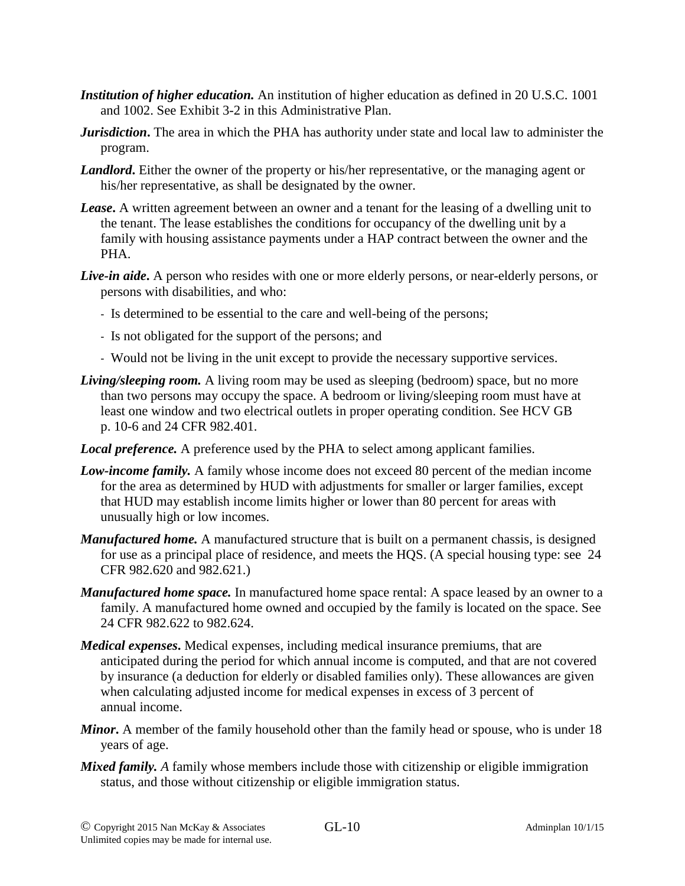***Institution of higher education.*** An institution of higher education as defined in 20 U.S.C. 1001 and 1002. See Exhibit 3-2 in this Administrative Plan.

***Jurisdiction*****.** The area in which the PHA has authority under state and local law to administer the program.

***Landlord*****.** Either the owner of the property or his/her representative, or the managing agent or his/her representative, as shall be designated by the owner.

***Lease*****.** A written agreement between an owner and a tenant for the leasing of a dwelling unit to the tenant. The lease establishes the conditions for occupancy of the dwelling unit by a family with housing assistance payments under a HAP contract between the owner and the PHA.

***Live-in aide*****.** A person who resides with one or more elderly persons, or near-elderly persons, or persons with disabilities, and who:

- Is determined to be essential to the care and well-being of the persons;
- Is not obligated for the support of the persons; and
- Would not be living in the unit except to provide the necessary supportive services.

***Living/sleeping room.*** A living room may be used as sleeping (bedroom) space, but no more than two persons may occupy the space. A bedroom or living/sleeping room must have at least one window and two electrical outlets in proper operating condition. See HCV GB p. 10-6 and 24 CFR 982.401.

***Local preference.*** A preference used by the PHA to select among applicant families.

***Low-income family.*** A family whose income does not exceed 80 percent of the median income for the area as determined by HUD with adjustments for smaller or larger families, except that HUD may establish income limits higher or lower than 80 percent for areas with unusually high or low incomes.

***Manufactured home.*** A manufactured structure that is built on a permanent chassis, is designed for use as a principal place of residence, and meets the HQS. (A special housing type: see 24 CFR 982.620 and 982.621.)

***Manufactured home space.*** In manufactured home space rental: A space leased by an owner to a family. A manufactured home owned and occupied by the family is located on the space. See 24 CFR 982.622 to 982.624.

***Medical expenses*****.** Medical expenses, including medical insurance premiums, that are anticipated during the period for which annual income is computed, and that are not covered by insurance (a deduction for elderly or disabled families only). These allowances are given when calculating adjusted income for medical expenses in excess of 3 percent of annual income.

***Minor*****.** A member of the family household other than the family head or spouse, who is under 18 years of age.

***Mixed family.*** *A* family whose members include those with citizenship or eligible immigration status, and those without citizenship or eligible immigration status.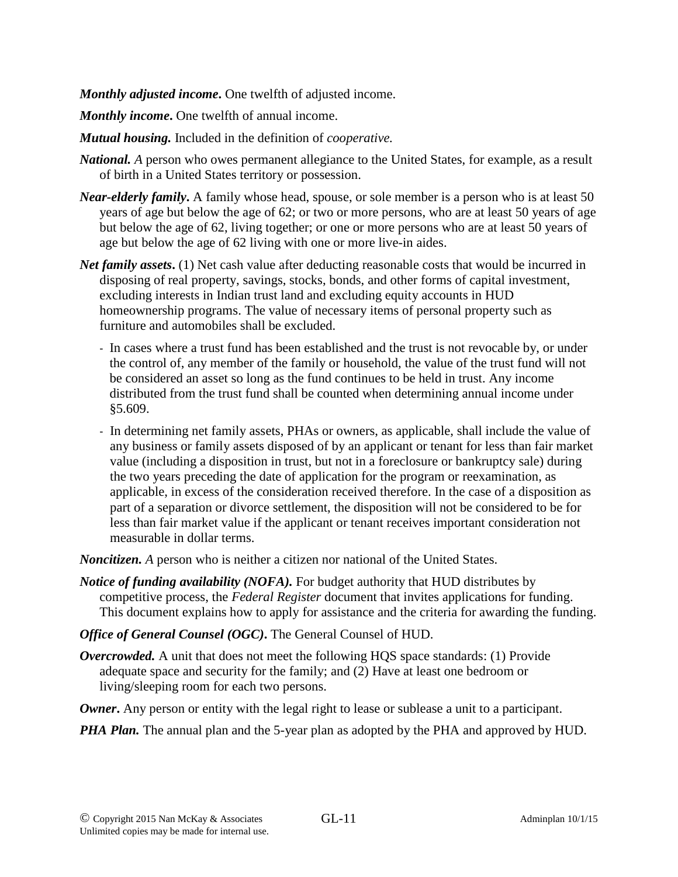***Monthly adjusted income*.** One twelfth of adjusted income.

***Monthly income*.** One twelfth of annual income.

***Mutual housing.*** Included in the definition of *cooperative.*

***National.*** *A* person who owes permanent allegiance to the United States, for example, as a result of birth in a United States territory or possession.

***Near-elderly family*.** A family whose head, spouse, or sole member is a person who is at least 50 years of age but below the age of 62; or two or more persons, who are at least 50 years of age but below the age of 62, living together; or one or more persons who are at least 50 years of age but below the age of 62 living with one or more live-in aides.

***Net family assets*.** (1) Net cash value after deducting reasonable costs that would be incurred in disposing of real property, savings, stocks, bonds, and other forms of capital investment, excluding interests in Indian trust land and excluding equity accounts in HUD homeownership programs. The value of necessary items of personal property such as furniture and automobiles shall be excluded.

- In cases where a trust fund has been established and the trust is not revocable by, or under the control of, any member of the family or household, the value of the trust fund will not be considered an asset so long as the fund continues to be held in trust. Any income distributed from the trust fund shall be counted when determining annual income under §5.609.
- In determining net family assets, PHAs or owners, as applicable, shall include the value of any business or family assets disposed of by an applicant or tenant for less than fair market value (including a disposition in trust, but not in a foreclosure or bankruptcy sale) during the two years preceding the date of application for the program or reexamination, as applicable, in excess of the consideration received therefore. In the case of a disposition as part of a separation or divorce settlement, the disposition will not be considered to be for less than fair market value if the applicant or tenant receives important consideration not measurable in dollar terms.

***Noncitizen.*** *A* person who is neither a citizen nor national of the United States.

***Notice of funding availability (NOFA).*** For budget authority that HUD distributes by competitive process, the *Federal Register* document that invites applications for funding. This document explains how to apply for assistance and the criteria for awarding the funding.

***Office of General Counsel (OGC)*.** The General Counsel of HUD.

***Overcrowded.*** A unit that does not meet the following HQS space standards: (1) Provide adequate space and security for the family; and (2) Have at least one bedroom or living/sleeping room for each two persons.

***Owner*.** Any person or entity with the legal right to lease or sublease a unit to a participant.

***PHA Plan.*** The annual plan and the 5-year plan as adopted by the PHA and approved by HUD.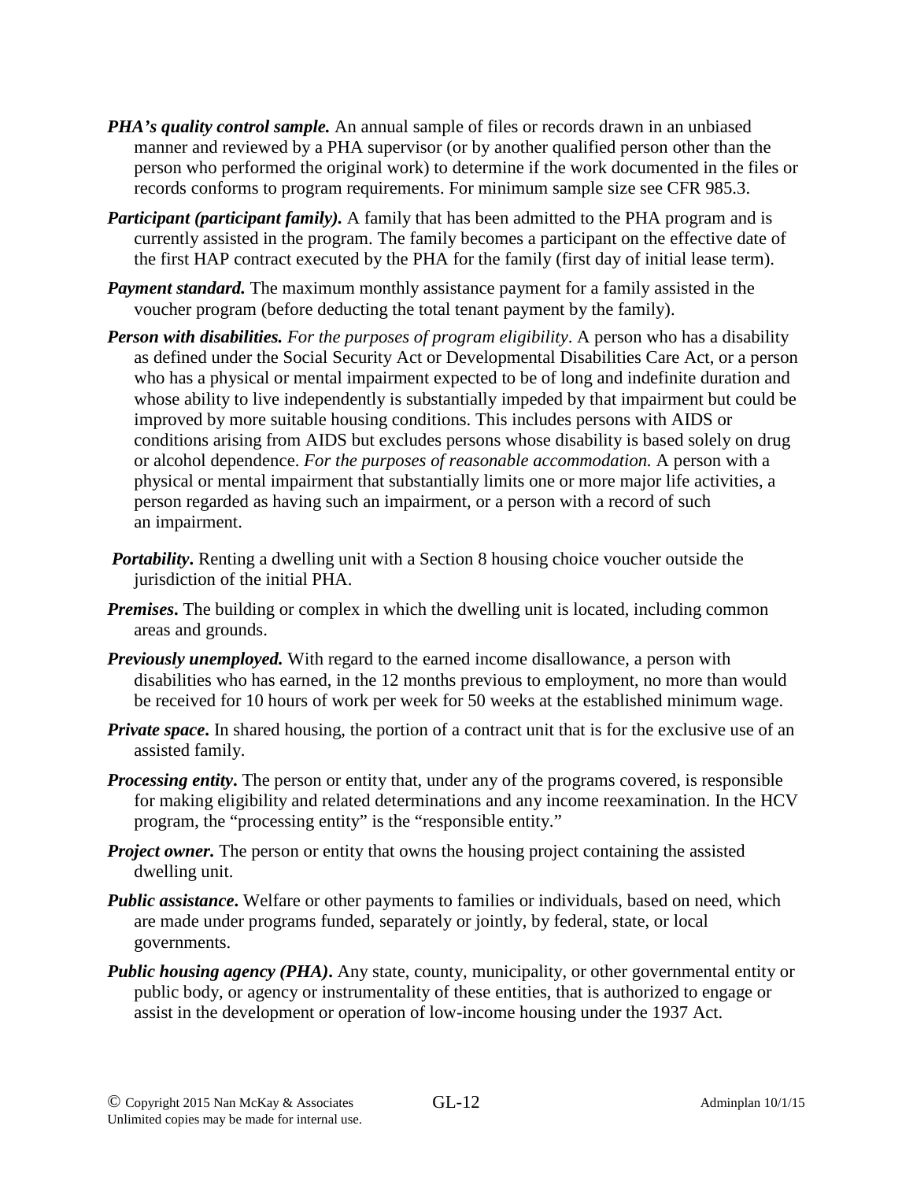***PHA's quality control sample.*** An annual sample of files or records drawn in an unbiased manner and reviewed by a PHA supervisor (or by another qualified person other than the person who performed the original work) to determine if the work documented in the files or records conforms to program requirements. For minimum sample size see CFR 985.3.

***Participant (participant family).*** A family that has been admitted to the PHA program and is currently assisted in the program. The family becomes a participant on the effective date of the first HAP contract executed by the PHA for the family (first day of initial lease term).

***Payment standard.*** The maximum monthly assistance payment for a family assisted in the voucher program (before deducting the total tenant payment by the family).

***Person with disabilities.*** *For the purposes of program eligibility*. A person who has a disability as defined under the Social Security Act or Developmental Disabilities Care Act, or a person who has a physical or mental impairment expected to be of long and indefinite duration and whose ability to live independently is substantially impeded by that impairment but could be improved by more suitable housing conditions. This includes persons with AIDS or conditions arising from AIDS but excludes persons whose disability is based solely on drug or alcohol dependence. *For the purposes of reasonable accommodation.* A person with a physical or mental impairment that substantially limits one or more major life activities, a person regarded as having such an impairment, or a person with a record of such an impairment.

***Portability*****.** Renting a dwelling unit with a Section 8 housing choice voucher outside the jurisdiction of the initial PHA.

***Premises*****.** The building or complex in which the dwelling unit is located, including common areas and grounds.

***Previously unemployed.*** With regard to the earned income disallowance, a person with disabilities who has earned, in the 12 months previous to employment, no more than would be received for 10 hours of work per week for 50 weeks at the established minimum wage.

***Private space*****.** In shared housing, the portion of a contract unit that is for the exclusive use of an assisted family.

***Processing entity*****.** The person or entity that, under any of the programs covered, is responsible for making eligibility and related determinations and any income reexamination. In the HCV program, the "processing entity" is the "responsible entity."

***Project owner.*** The person or entity that owns the housing project containing the assisted dwelling unit.

***Public assistance*****.** Welfare or other payments to families or individuals, based on need, which are made under programs funded, separately or jointly, by federal, state, or local governments.

***Public housing agency (PHA)*****.** Any state, county, municipality, or other governmental entity or public body, or agency or instrumentality of these entities, that is authorized to engage or assist in the development or operation of low-income housing under the 1937 Act.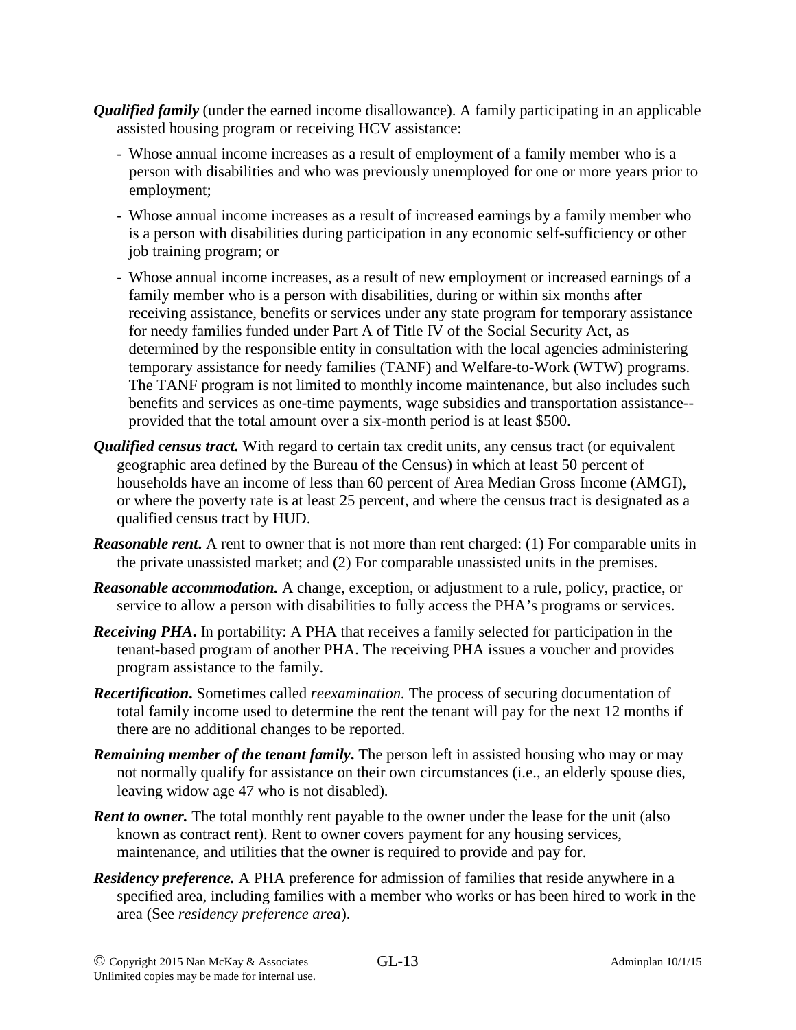***Qualified family*** (under the earned income disallowance). A family participating in an applicable assisted housing program or receiving HCV assistance:

- Whose annual income increases as a result of employment of a family member who is a person with disabilities and who was previously unemployed for one or more years prior to employment;
- Whose annual income increases as a result of increased earnings by a family member who is a person with disabilities during participation in any economic self-sufficiency or other job training program; or
- Whose annual income increases, as a result of new employment or increased earnings of a family member who is a person with disabilities, during or within six months after receiving assistance, benefits or services under any state program for temporary assistance for needy families funded under Part A of Title IV of the Social Security Act, as determined by the responsible entity in consultation with the local agencies administering temporary assistance for needy families (TANF) and Welfare-to-Work (WTW) programs. The TANF program is not limited to monthly income maintenance, but also includes such benefits and services as one-time payments, wage subsidies and transportation assistance--provided that the total amount over a six-month period is at least $500.

***Qualified census tract.*** With regard to certain tax credit units, any census tract (or equivalent geographic area defined by the Bureau of the Census) in which at least 50 percent of households have an income of less than 60 percent of Area Median Gross Income (AMGI), or where the poverty rate is at least 25 percent, and where the census tract is designated as a qualified census tract by HUD.

***Reasonable rent***. A rent to owner that is not more than rent charged: (1) For comparable units in the private unassisted market; and (2) For comparable unassisted units in the premises.

***Reasonable accommodation.*** A change, exception, or adjustment to a rule, policy, practice, or service to allow a person with disabilities to fully access the PHA's programs or services.

***Receiving PHA***. In portability: A PHA that receives a family selected for participation in the tenant-based program of another PHA. The receiving PHA issues a voucher and provides program assistance to the family.

***Recertification***. Sometimes called *reexamination.* The process of securing documentation of total family income used to determine the rent the tenant will pay for the next 12 months if there are no additional changes to be reported.

***Remaining member of the tenant family***. The person left in assisted housing who may or may not normally qualify for assistance on their own circumstances (i.e., an elderly spouse dies, leaving widow age 47 who is not disabled).

***Rent to owner.*** The total monthly rent payable to the owner under the lease for the unit (also known as contract rent). Rent to owner covers payment for any housing services, maintenance, and utilities that the owner is required to provide and pay for.

***Residency preference.*** A PHA preference for admission of families that reside anywhere in a specified area, including families with a member who works or has been hired to work in the area (See *residency preference area*).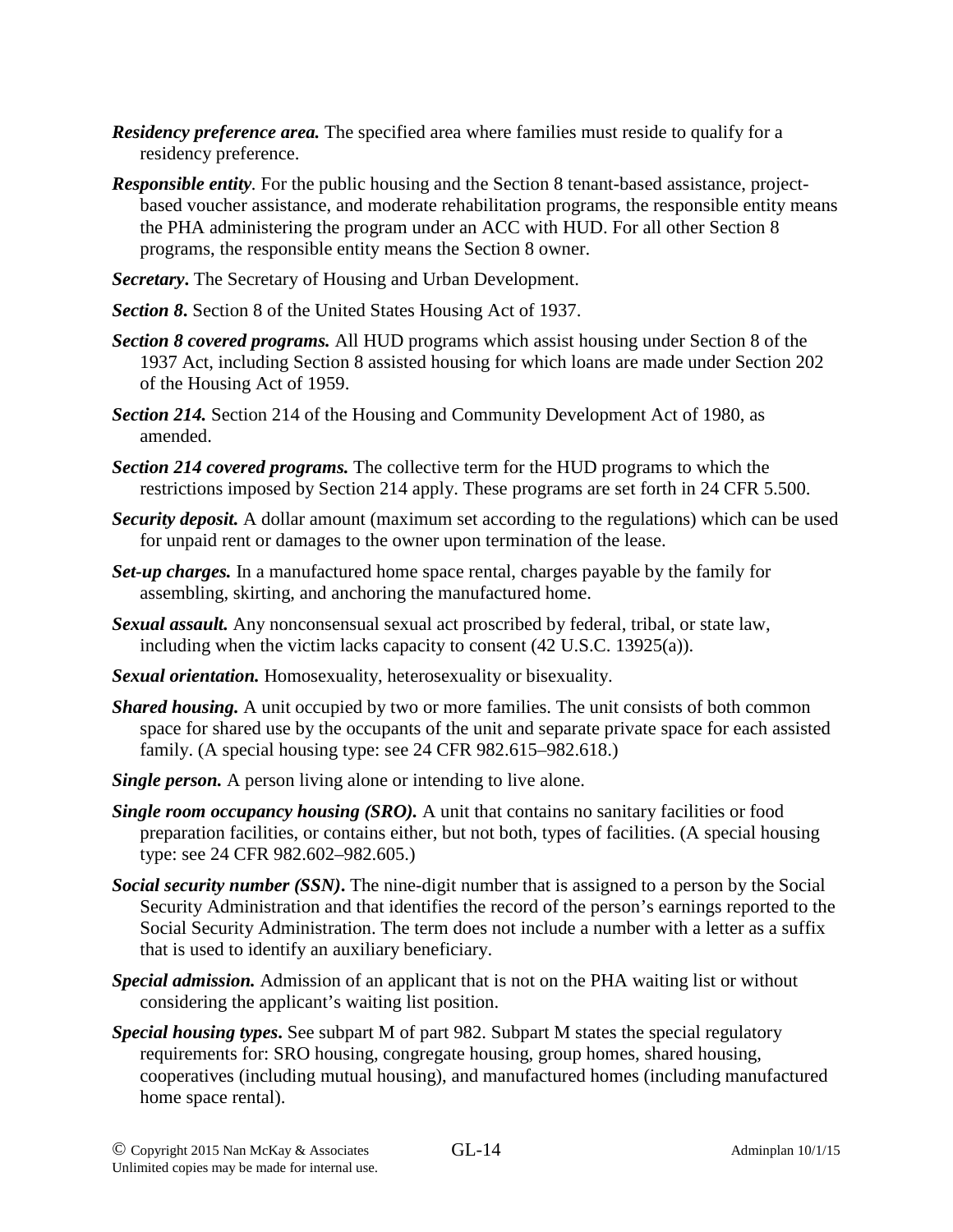***Residency preference area.*** The specified area where families must reside to qualify for a residency preference.

***Responsible entity.*** For the public housing and the Section 8 tenant-based assistance, project-based voucher assistance, and moderate rehabilitation programs, the responsible entity means the PHA administering the program under an ACC with HUD. For all other Section 8 programs, the responsible entity means the Section 8 owner.

***Secretary.*** The Secretary of Housing and Urban Development.

***Section 8.*** Section 8 of the United States Housing Act of 1937.

***Section 8 covered programs.*** All HUD programs which assist housing under Section 8 of the 1937 Act, including Section 8 assisted housing for which loans are made under Section 202 of the Housing Act of 1959.

***Section 214.*** Section 214 of the Housing and Community Development Act of 1980, as amended.

***Section 214 covered programs.*** The collective term for the HUD programs to which the restrictions imposed by Section 214 apply. These programs are set forth in 24 CFR 5.500.

***Security deposit.*** A dollar amount (maximum set according to the regulations) which can be used for unpaid rent or damages to the owner upon termination of the lease.

***Set-up charges.*** In a manufactured home space rental, charges payable by the family for assembling, skirting, and anchoring the manufactured home.

***Sexual assault.*** Any nonconsensual sexual act proscribed by federal, tribal, or state law, including when the victim lacks capacity to consent (42 U.S.C. 13925(a)).

***Sexual orientation.*** Homosexuality, heterosexuality or bisexuality.

***Shared housing.*** A unit occupied by two or more families. The unit consists of both common space for shared use by the occupants of the unit and separate private space for each assisted family. (A special housing type: see 24 CFR 982.615–982.618.)

***Single person.*** A person living alone or intending to live alone.

***Single room occupancy housing (SRO).*** A unit that contains no sanitary facilities or food preparation facilities, or contains either, but not both, types of facilities. (A special housing type: see 24 CFR 982.602–982.605.)

***Social security number (SSN).*** The nine-digit number that is assigned to a person by the Social Security Administration and that identifies the record of the person's earnings reported to the Social Security Administration. The term does not include a number with a letter as a suffix that is used to identify an auxiliary beneficiary.

***Special admission.*** Admission of an applicant that is not on the PHA waiting list or without considering the applicant's waiting list position.

***Special housing types.*** See subpart M of part 982. Subpart M states the special regulatory requirements for: SRO housing, congregate housing, group homes, shared housing, cooperatives (including mutual housing), and manufactured homes (including manufactured home space rental).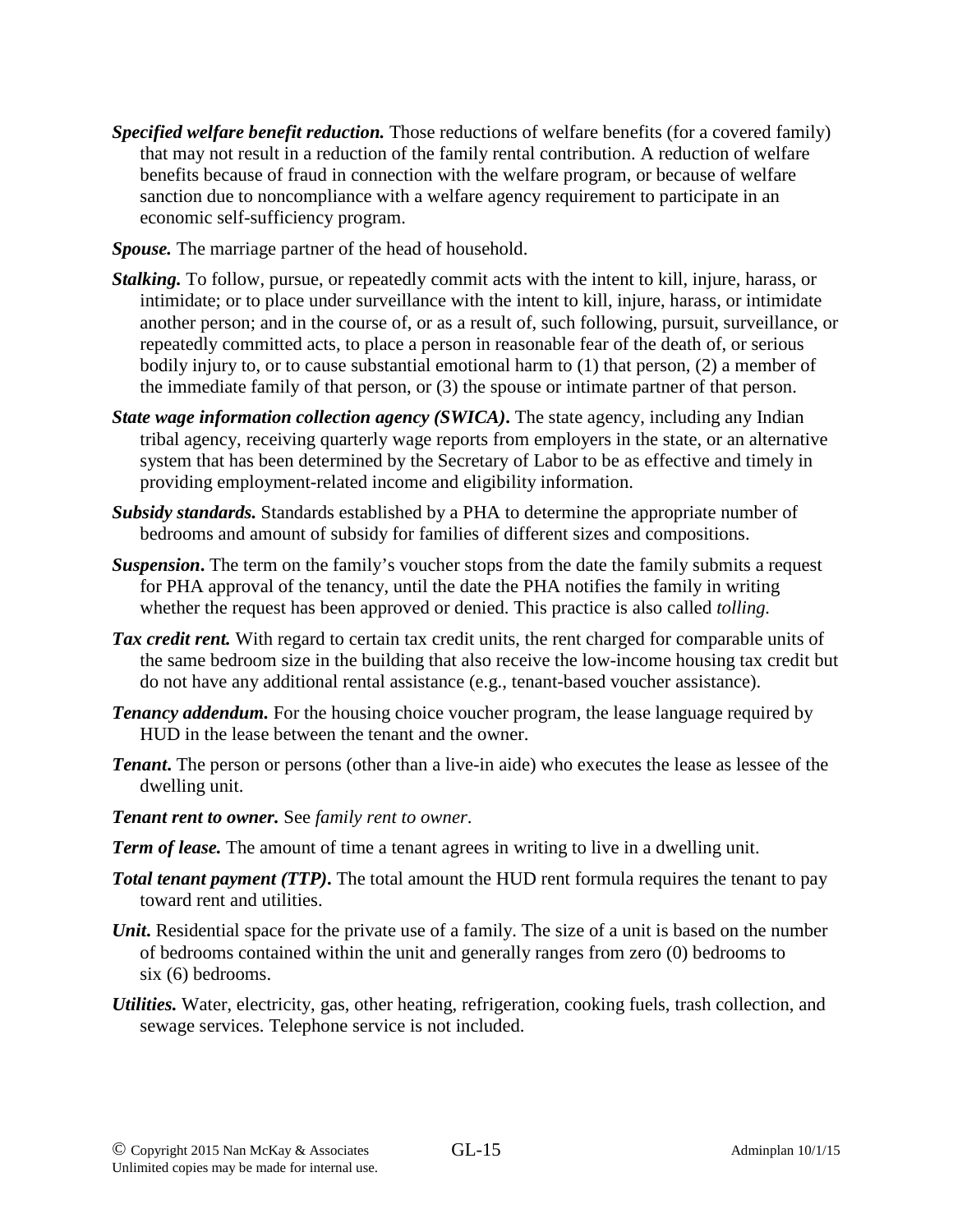***Specified welfare benefit reduction.*** Those reductions of welfare benefits (for a covered family) that may not result in a reduction of the family rental contribution. A reduction of welfare benefits because of fraud in connection with the welfare program, or because of welfare sanction due to noncompliance with a welfare agency requirement to participate in an economic self-sufficiency program.

***Spouse.*** The marriage partner of the head of household.

***Stalking.*** To follow, pursue, or repeatedly commit acts with the intent to kill, injure, harass, or intimidate; or to place under surveillance with the intent to kill, injure, harass, or intimidate another person; and in the course of, or as a result of, such following, pursuit, surveillance, or repeatedly committed acts, to place a person in reasonable fear of the death of, or serious bodily injury to, or to cause substantial emotional harm to (1) that person, (2) a member of the immediate family of that person, or (3) the spouse or intimate partner of that person.

***State wage information collection agency (SWICA).*** The state agency, including any Indian tribal agency, receiving quarterly wage reports from employers in the state, or an alternative system that has been determined by the Secretary of Labor to be as effective and timely in providing employment-related income and eligibility information.

***Subsidy standards.*** Standards established by a PHA to determine the appropriate number of bedrooms and amount of subsidy for families of different sizes and compositions.

***Suspension.*** The term on the family's voucher stops from the date the family submits a request for PHA approval of the tenancy, until the date the PHA notifies the family in writing whether the request has been approved or denied. This practice is also called *tolling.*

***Tax credit rent.*** With regard to certain tax credit units, the rent charged for comparable units of the same bedroom size in the building that also receive the low-income housing tax credit but do not have any additional rental assistance (e.g., tenant-based voucher assistance).

***Tenancy addendum.*** For the housing choice voucher program, the lease language required by HUD in the lease between the tenant and the owner.

***Tenant.*** The person or persons (other than a live-in aide) who executes the lease as lessee of the dwelling unit.

***Tenant rent to owner.*** See *family rent to owner*.

***Term of lease.*** The amount of time a tenant agrees in writing to live in a dwelling unit.

***Total tenant payment (TTP).*** The total amount the HUD rent formula requires the tenant to pay toward rent and utilities.

***Unit.*** Residential space for the private use of a family. The size of a unit is based on the number of bedrooms contained within the unit and generally ranges from zero (0) bedrooms to six (6) bedrooms.

***Utilities.*** Water, electricity, gas, other heating, refrigeration, cooking fuels, trash collection, and sewage services. Telephone service is not included.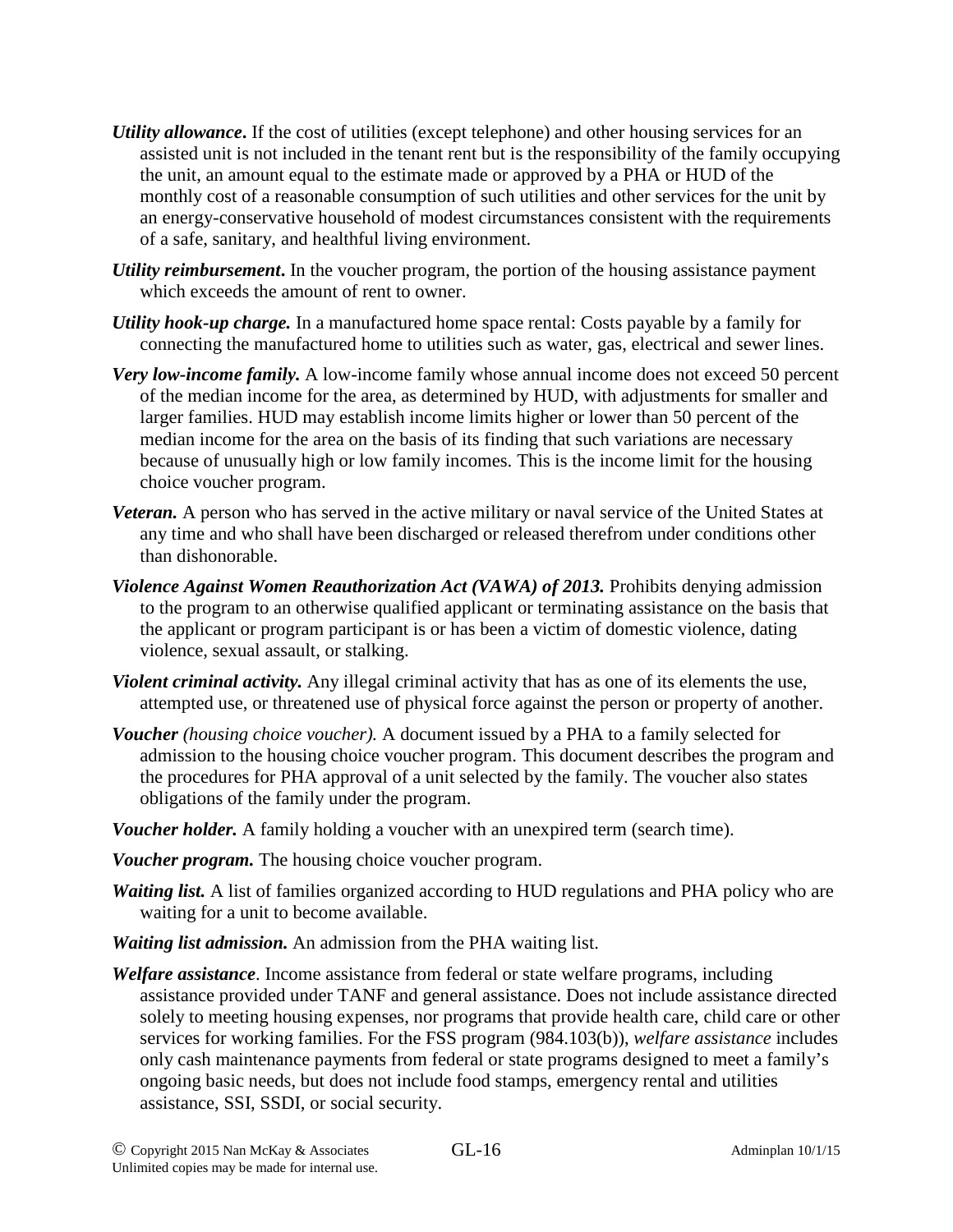***Utility allowance*.** If the cost of utilities (except telephone) and other housing services for an assisted unit is not included in the tenant rent but is the responsibility of the family occupying the unit, an amount equal to the estimate made or approved by a PHA or HUD of the monthly cost of a reasonable consumption of such utilities and other services for the unit by an energy-conservative household of modest circumstances consistent with the requirements of a safe, sanitary, and healthful living environment.

***Utility reimbursement*.** In the voucher program, the portion of the housing assistance payment which exceeds the amount of rent to owner.

***Utility hook-up charge.*** In a manufactured home space rental: Costs payable by a family for connecting the manufactured home to utilities such as water, gas, electrical and sewer lines.

***Very low-income family.*** A low-income family whose annual income does not exceed 50 percent of the median income for the area, as determined by HUD, with adjustments for smaller and larger families. HUD may establish income limits higher or lower than 50 percent of the median income for the area on the basis of its finding that such variations are necessary because of unusually high or low family incomes. This is the income limit for the housing choice voucher program.

***Veteran.*** A person who has served in the active military or naval service of the United States at any time and who shall have been discharged or released therefrom under conditions other than dishonorable.

***Violence Against Women Reauthorization Act (VAWA) of 2013.*** Prohibits denying admission to the program to an otherwise qualified applicant or terminating assistance on the basis that the applicant or program participant is or has been a victim of domestic violence, dating violence, sexual assault, or stalking.

***Violent criminal activity.*** Any illegal criminal activity that has as one of its elements the use, attempted use, or threatened use of physical force against the person or property of another.

***Voucher*** *(housing choice voucher).* A document issued by a PHA to a family selected for admission to the housing choice voucher program. This document describes the program and the procedures for PHA approval of a unit selected by the family. The voucher also states obligations of the family under the program.

***Voucher holder.*** A family holding a voucher with an unexpired term (search time).

***Voucher program.*** The housing choice voucher program.

***Waiting list.*** A list of families organized according to HUD regulations and PHA policy who are waiting for a unit to become available.

***Waiting list admission.*** An admission from the PHA waiting list.

***Welfare assistance*.** Income assistance from federal or state welfare programs, including assistance provided under TANF and general assistance. Does not include assistance directed solely to meeting housing expenses, nor programs that provide health care, child care or other services for working families. For the FSS program (984.103(b)), *welfare assistance* includes only cash maintenance payments from federal or state programs designed to meet a family's ongoing basic needs, but does not include food stamps, emergency rental and utilities assistance, SSI, SSDI, or social security.